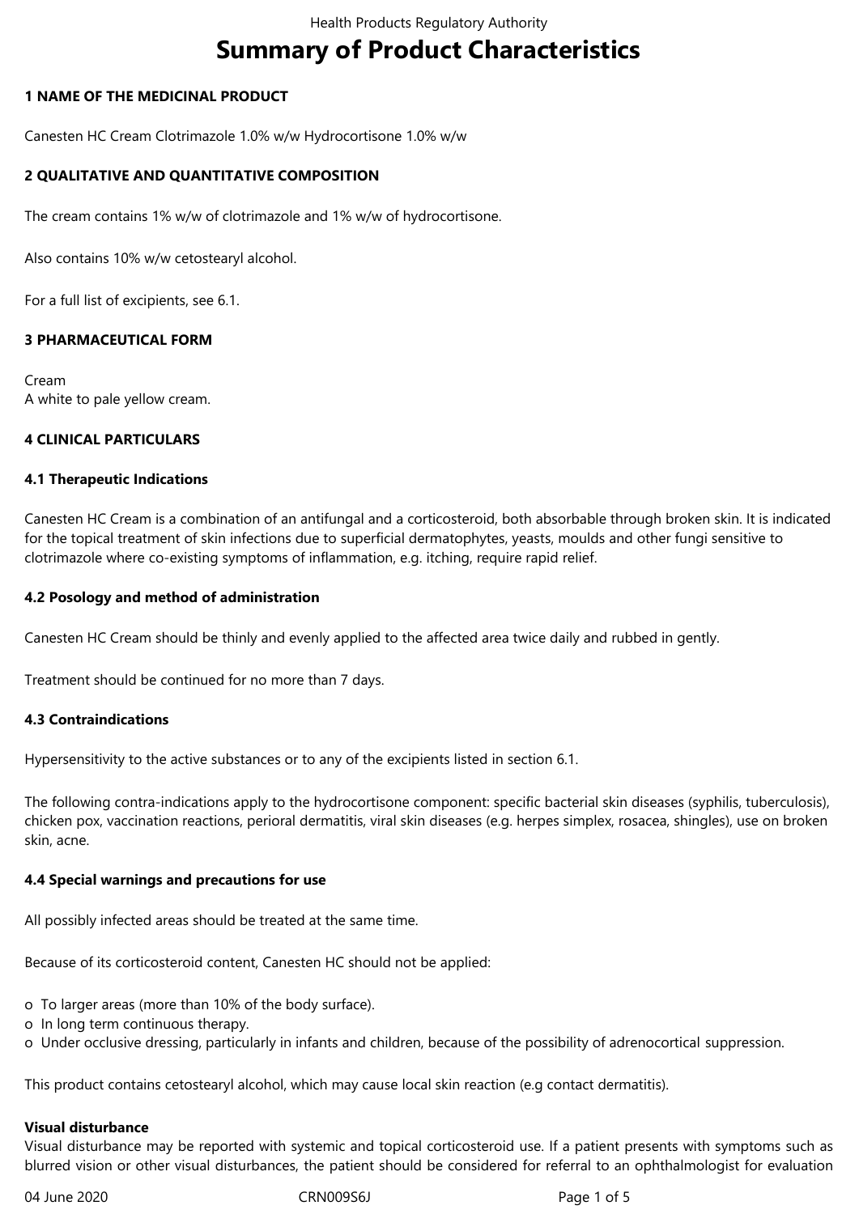# Summary of Product Characteristics

## 1 NAME OF THE MEDICINAL PRODUCT

Canesten HC Cream Clotrimazole 1.0% w/w Hydrocortisone 1.0% w/w

## 2 QUALITATIVE AND QUANTITATIVE COMPOSITION

The cream contains 1% w/w of clotrimazole and 1% w/w of hydrocortisone.

Also contains 10% w/w cetostearyl alcohol.

For a full list of excipients, see 6.1.

## 3 PHARMACEUTICAL FORM

Cream
A white to pale yellow cream.

## 4 CLINICAL PARTICULARS

### 4.1 Therapeutic Indications

Canesten HC Cream is a combination of an antifungal and a corticosteroid, both absorbable through broken skin. It is indicated for the topical treatment of skin infections due to superficial dermatophytes, yeasts, moulds and other fungi sensitive to clotrimazole where co-existing symptoms of inflammation, e.g. itching, require rapid relief.

### 4.2 Posology and method of administration

Canesten HC Cream should be thinly and evenly applied to the affected area twice daily and rubbed in gently.

Treatment should be continued for no more than 7 days.

### 4.3 Contraindications

Hypersensitivity to the active substances or to any of the excipients listed in section 6.1.

The following contra-indications apply to the hydrocortisone component: specific bacterial skin diseases (syphilis, tuberculosis), chicken pox, vaccination reactions, perioral dermatitis, viral skin diseases (e.g. herpes simplex, rosacea, shingles), use on broken skin, acne.

### 4.4 Special warnings and precautions for use

All possibly infected areas should be treated at the same time.

Because of its corticosteroid content, Canesten HC should not be applied:

- To larger areas (more than 10% of the body surface).
- In long term continuous therapy.
- Under occlusive dressing, particularly in infants and children, because of the possibility of adrenocortical suppression.

This product contains cetostearyl alcohol, which may cause local skin reaction (e.g contact dermatitis).

**Visual disturbance**
Visual disturbance may be reported with systemic and topical corticosteroid use. If a patient presents with symptoms such as blurred vision or other visual disturbances, the patient should be considered for referral to an ophthalmologist for evaluation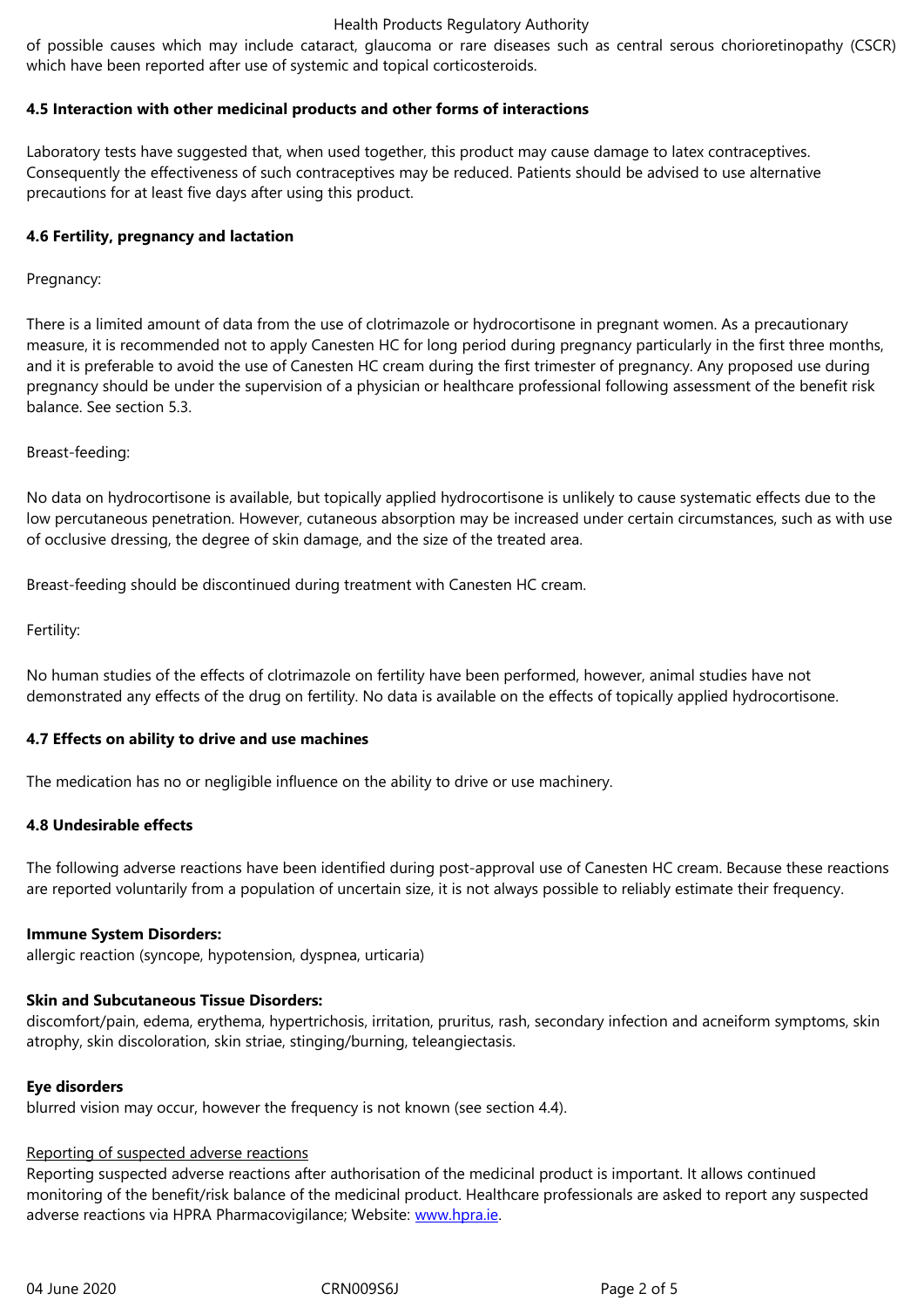of possible causes which may include cataract, glaucoma or rare diseases such as central serous chorioretinopathy (CSCR) which have been reported after use of systemic and topical corticosteroids.

**4.5 Interaction with other medicinal products and other forms of interactions**

Laboratory tests have suggested that, when used together, this product may cause damage to latex contraceptives. Consequently the effectiveness of such contraceptives may be reduced. Patients should be advised to use alternative precautions for at least five days after using this product.

**4.6 Fertility, pregnancy and lactation**

Pregnancy:

There is a limited amount of data from the use of clotrimazole or hydrocortisone in pregnant women. As a precautionary measure, it is recommended not to apply Canesten HC for long period during pregnancy particularly in the first three months, and it is preferable to avoid the use of Canesten HC cream during the first trimester of pregnancy. Any proposed use during pregnancy should be under the supervision of a physician or healthcare professional following assessment of the benefit risk balance. See section 5.3.

Breast-feeding:

No data on hydrocortisone is available, but topically applied hydrocortisone is unlikely to cause systematic effects due to the low percutaneous penetration. However, cutaneous absorption may be increased under certain circumstances, such as with use of occlusive dressing, the degree of skin damage, and the size of the treated area.

Breast-feeding should be discontinued during treatment with Canesten HC cream.

Fertility:

No human studies of the effects of clotrimazole on fertility have been performed, however, animal studies have not demonstrated any effects of the drug on fertility. No data is available on the effects of topically applied hydrocortisone.

**4.7 Effects on ability to drive and use machines**

The medication has no or negligible influence on the ability to drive or use machinery.

**4.8 Undesirable effects**

The following adverse reactions have been identified during post-approval use of Canesten HC cream. Because these reactions are reported voluntarily from a population of uncertain size, it is not always possible to reliably estimate their frequency.

**Immune System Disorders:**
allergic reaction (syncope, hypotension, dyspnea, urticaria)

**Skin and Subcutaneous Tissue Disorders:**
discomfort/pain, edema, erythema, hypertrichosis, irritation, pruritus, rash, secondary infection and acneiform symptoms, skin atrophy, skin discoloration, skin striae, stinging/burning, teleangiectasis.

**Eye disorders**
blurred vision may occur, however the frequency is not known (see section 4.4).

Reporting of suspected adverse reactions
Reporting suspected adverse reactions after authorisation of the medicinal product is important. It allows continued monitoring of the benefit/risk balance of the medicinal product. Healthcare professionals are asked to report any suspected adverse reactions via HPRA Pharmacovigilance; Website: www.hpra.ie.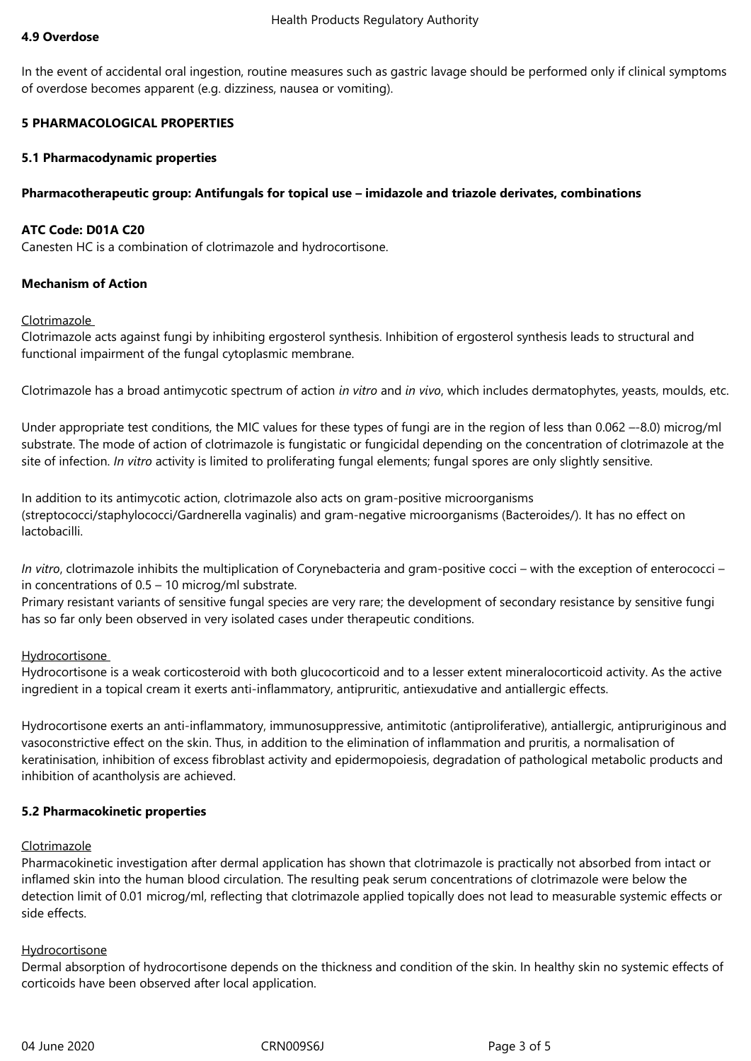**4.9 Overdose**

In the event of accidental oral ingestion, routine measures such as gastric lavage should be performed only if clinical symptoms of overdose becomes apparent (e.g. dizziness, nausea or vomiting).

## 5 PHARMACOLOGICAL PROPERTIES

### 5.1 Pharmacodynamic properties

**Pharmacotherapeutic group: Antifungals for topical use – imidazole and triazole derivates, combinations**

**ATC Code: D01A C20**
Canesten HC is a combination of clotrimazole and hydrocortisone.

**Mechanism of Action**

Clotrimazole
Clotrimazole acts against fungi by inhibiting ergosterol synthesis. Inhibition of ergosterol synthesis leads to structural and functional impairment of the fungal cytoplasmic membrane.

Clotrimazole has a broad antimycotic spectrum of action *in vitro* and *in vivo*, which includes dermatophytes, yeasts, moulds, etc.

Under appropriate test conditions, the MIC values for these types of fungi are in the region of less than 0.062 –-8.0) microg/ml substrate. The mode of action of clotrimazole is fungistatic or fungicidal depending on the concentration of clotrimazole at the site of infection. *In vitro* activity is limited to proliferating fungal elements; fungal spores are only slightly sensitive.

In addition to its antimycotic action, clotrimazole also acts on gram-positive microorganisms (streptococci/staphylococci/Gardnerella vaginalis) and gram-negative microorganisms (Bacteroides/). It has no effect on lactobacilli.

*In vitro*, clotrimazole inhibits the multiplication of Corynebacteria and gram-positive cocci – with the exception of enterococci – in concentrations of 0.5 – 10 microg/ml substrate.
Primary resistant variants of sensitive fungal species are very rare; the development of secondary resistance by sensitive fungi has so far only been observed in very isolated cases under therapeutic conditions.

Hydrocortisone
Hydrocortisone is a weak corticosteroid with both glucocorticoid and to a lesser extent mineralocorticoid activity. As the active ingredient in a topical cream it exerts anti-inflammatory, antipruritic, antiexudative and antiallergic effects.

Hydrocortisone exerts an anti-inflammatory, immunosuppressive, antimitotic (antiproliferative), antiallergic, antipruriginous and vasoconstrictive effect on the skin. Thus, in addition to the elimination of inflammation and pruritis, a normalisation of keratinisation, inhibition of excess fibroblast activity and epidermopoiesis, degradation of pathological metabolic products and inhibition of acantholysis are achieved.

### 5.2 Pharmacokinetic properties

Clotrimazole
Pharmacokinetic investigation after dermal application has shown that clotrimazole is practically not absorbed from intact or inflamed skin into the human blood circulation. The resulting peak serum concentrations of clotrimazole were below the detection limit of 0.01 microg/ml, reflecting that clotrimazole applied topically does not lead to measurable systemic effects or side effects.

Hydrocortisone
Dermal absorption of hydrocortisone depends on the thickness and condition of the skin. In healthy skin no systemic effects of corticoids have been observed after local application.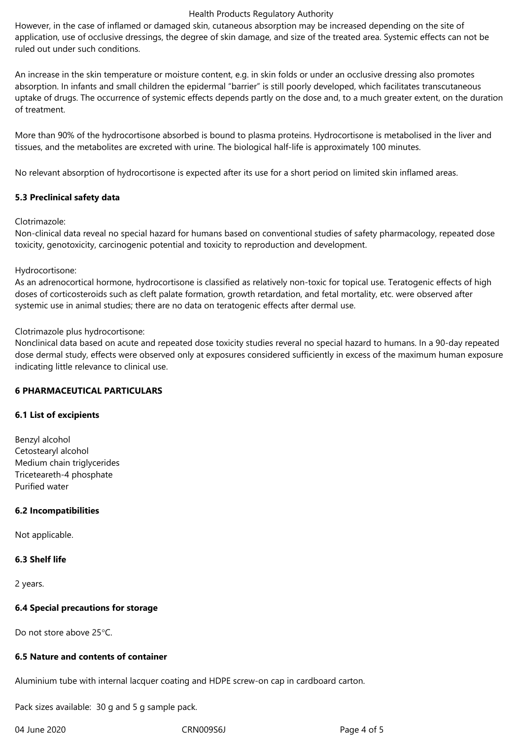However, in the case of inflamed or damaged skin, cutaneous absorption may be increased depending on the site of application, use of occlusive dressings, the degree of skin damage, and size of the treated area. Systemic effects can not be ruled out under such conditions.

An increase in the skin temperature or moisture content, e.g. in skin folds or under an occlusive dressing also promotes absorption. In infants and small children the epidermal "barrier" is still poorly developed, which facilitates transcutaneous uptake of drugs. The occurrence of systemic effects depends partly on the dose and, to a much greater extent, on the duration of treatment.

More than 90% of the hydrocortisone absorbed is bound to plasma proteins. Hydrocortisone is metabolised in the liver and tissues, and the metabolites are excreted with urine. The biological half-life is approximately 100 minutes.

No relevant absorption of hydrocortisone is expected after its use for a short period on limited skin inflamed areas.

### 5.3 Preclinical safety data

Clotrimazole:
Non-clinical data reveal no special hazard for humans based on conventional studies of safety pharmacology, repeated dose toxicity, genotoxicity, carcinogenic potential and toxicity to reproduction and development.

Hydrocortisone:
As an adrenocortical hormone, hydrocortisone is classified as relatively non-toxic for topical use. Teratogenic effects of high doses of corticosteroids such as cleft palate formation, growth retardation, and fetal mortality, etc. were observed after systemic use in animal studies; there are no data on teratogenic effects after dermal use.

Clotrimazole plus hydrocortisone:
Nonclinical data based on acute and repeated dose toxicity studies reveral no special hazard to humans. In a 90-day repeated dose dermal study, effects were observed only at exposures considered sufficiently in excess of the maximum human exposure indicating little relevance to clinical use.

## 6 PHARMACEUTICAL PARTICULARS

### 6.1 List of excipients

Benzyl alcohol
Cetostearyl alcohol
Medium chain triglycerides
Triceteareth-4 phosphate
Purified water

### 6.2 Incompatibilities

Not applicable.

### 6.3 Shelf life

2 years.

### 6.4 Special precautions for storage

Do not store above 25°C.

### 6.5 Nature and contents of container

Aluminium tube with internal lacquer coating and HDPE screw-on cap in cardboard carton.

Pack sizes available: 30 g and 5 g sample pack.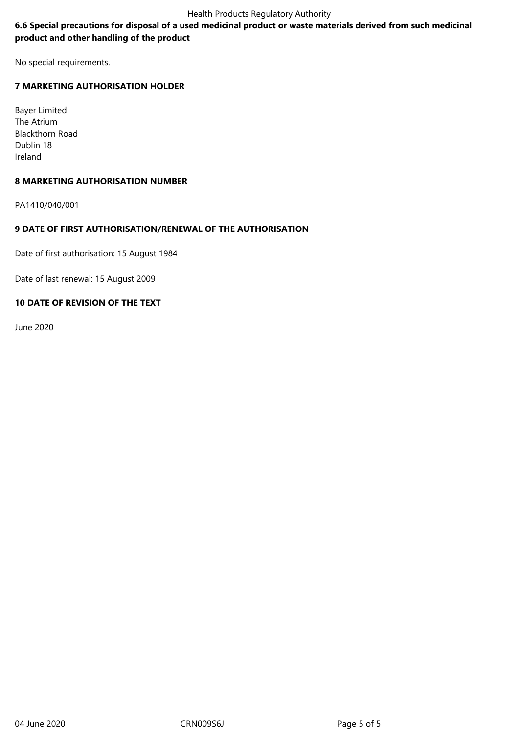### 6.6 Special precautions for disposal of a used medicinal product or waste materials derived from such medicinal product and other handling of the product

No special requirements.

## 7 MARKETING AUTHORISATION HOLDER

Bayer Limited
The Atrium
Blackthorn Road
Dublin 18
Ireland

## 8 MARKETING AUTHORISATION NUMBER

PA1410/040/001

## 9 DATE OF FIRST AUTHORISATION/RENEWAL OF THE AUTHORISATION

Date of first authorisation: 15 August 1984

Date of last renewal: 15 August 2009

## 10 DATE OF REVISION OF THE TEXT

June 2020